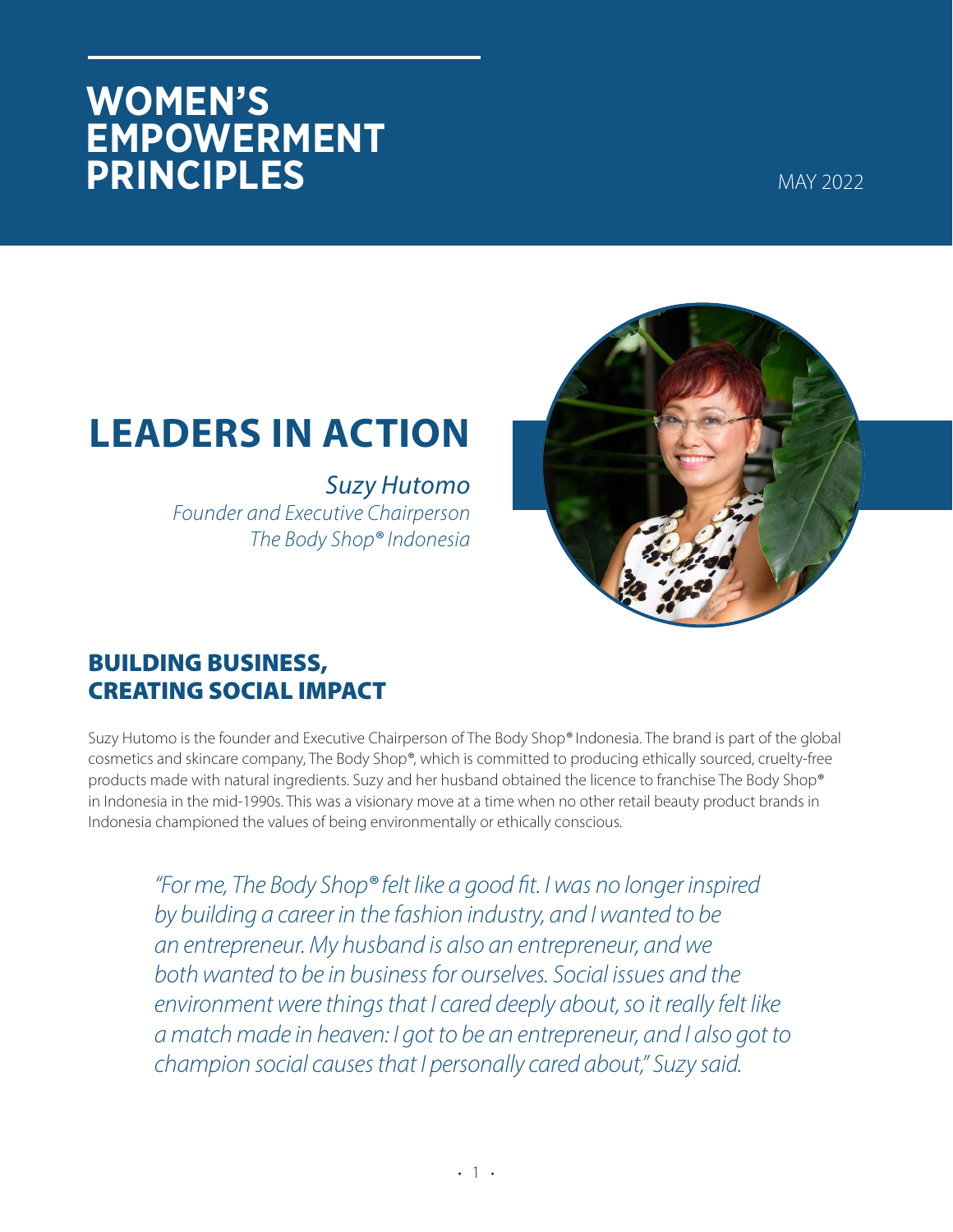# WOMEN'S EMPOWERMENT PRINCIPLES

MAY 2022

# LEADERS IN ACTION

*Suzy Hutomo*
*Founder and Executive Chairperson*
*The Body Shop® Indonesia*

## BUILDING BUSINESS, CREATING SOCIAL IMPACT

Suzy Hutomo is the founder and Executive Chairperson of The Body Shop® Indonesia. The brand is part of the global cosmetics and skincare company, The Body Shop®, which is committed to producing ethically sourced, cruelty-free products made with natural ingredients. Suzy and her husband obtained the licence to franchise The Body Shop® in Indonesia in the mid-1990s. This was a visionary move at a time when no other retail beauty product brands in Indonesia championed the values of being environmentally or ethically conscious.

*"For me, The Body Shop® felt like a good fit. I was no longer inspired by building a career in the fashion industry, and I wanted to be an entrepreneur. My husband is also an entrepreneur, and we both wanted to be in business for ourselves. Social issues and the environment were things that I cared deeply about, so it really felt like a match made in heaven: I got to be an entrepreneur, and I also got to champion social causes that I personally cared about," Suzy said.*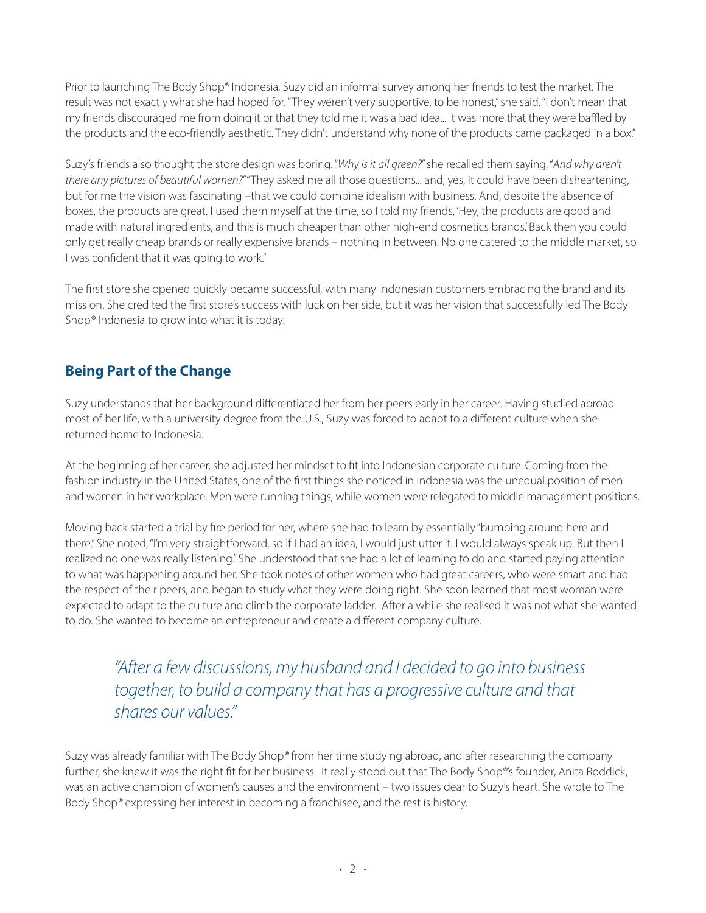Prior to launching The Body Shop® Indonesia, Suzy did an informal survey among her friends to test the market. The result was not exactly what she had hoped for. "They weren't very supportive, to be honest," she said. "I don't mean that my friends discouraged me from doing it or that they told me it was a bad idea... it was more that they were baffled by the products and the eco-friendly aesthetic. They didn't understand why none of the products came packaged in a box."

Suzy's friends also thought the store design was boring. "*Why is it all green?*" she recalled them saying, "*And why aren't there any pictures of beautiful women?*" "They asked me all those questions... and, yes, it could have been disheartening, but for me the vision was fascinating –that we could combine idealism with business. And, despite the absence of boxes, the products are great. I used them myself at the time, so I told my friends, 'Hey, the products are good and made with natural ingredients, and this is much cheaper than other high-end cosmetics brands.' Back then you could only get really cheap brands or really expensive brands – nothing in between. No one catered to the middle market, so I was confident that it was going to work."

The first store she opened quickly became successful, with many Indonesian customers embracing the brand and its mission. She credited the first store's success with luck on her side, but it was her vision that successfully led The Body Shop® Indonesia to grow into what it is today.

## Being Part of the Change

Suzy understands that her background differentiated her from her peers early in her career. Having studied abroad most of her life, with a university degree from the U.S., Suzy was forced to adapt to a different culture when she returned home to Indonesia.

At the beginning of her career, she adjusted her mindset to fit into Indonesian corporate culture. Coming from the fashion industry in the United States, one of the first things she noticed in Indonesia was the unequal position of men and women in her workplace. Men were running things, while women were relegated to middle management positions.

Moving back started a trial by fire period for her, where she had to learn by essentially "bumping around here and there." She noted, "I'm very straightforward, so if I had an idea, I would just utter it. I would always speak up. But then I realized no one was really listening." She understood that she had a lot of learning to do and started paying attention to what was happening around her. She took notes of other women who had great careers, who were smart and had the respect of their peers, and began to study what they were doing right. She soon learned that most woman were expected to adapt to the culture and climb the corporate ladder. After a while she realised it was not what she wanted to do. She wanted to become an entrepreneur and create a different company culture.

> *"After a few discussions, my husband and I decided to go into business together, to build a company that has a progressive culture and that shares our values."*

Suzy was already familiar with The Body Shop® from her time studying abroad, and after researching the company further, she knew it was the right fit for her business. It really stood out that The Body Shop®'s founder, Anita Roddick, was an active champion of women's causes and the environment – two issues dear to Suzy's heart. She wrote to The Body Shop® expressing her interest in becoming a franchisee, and the rest is history.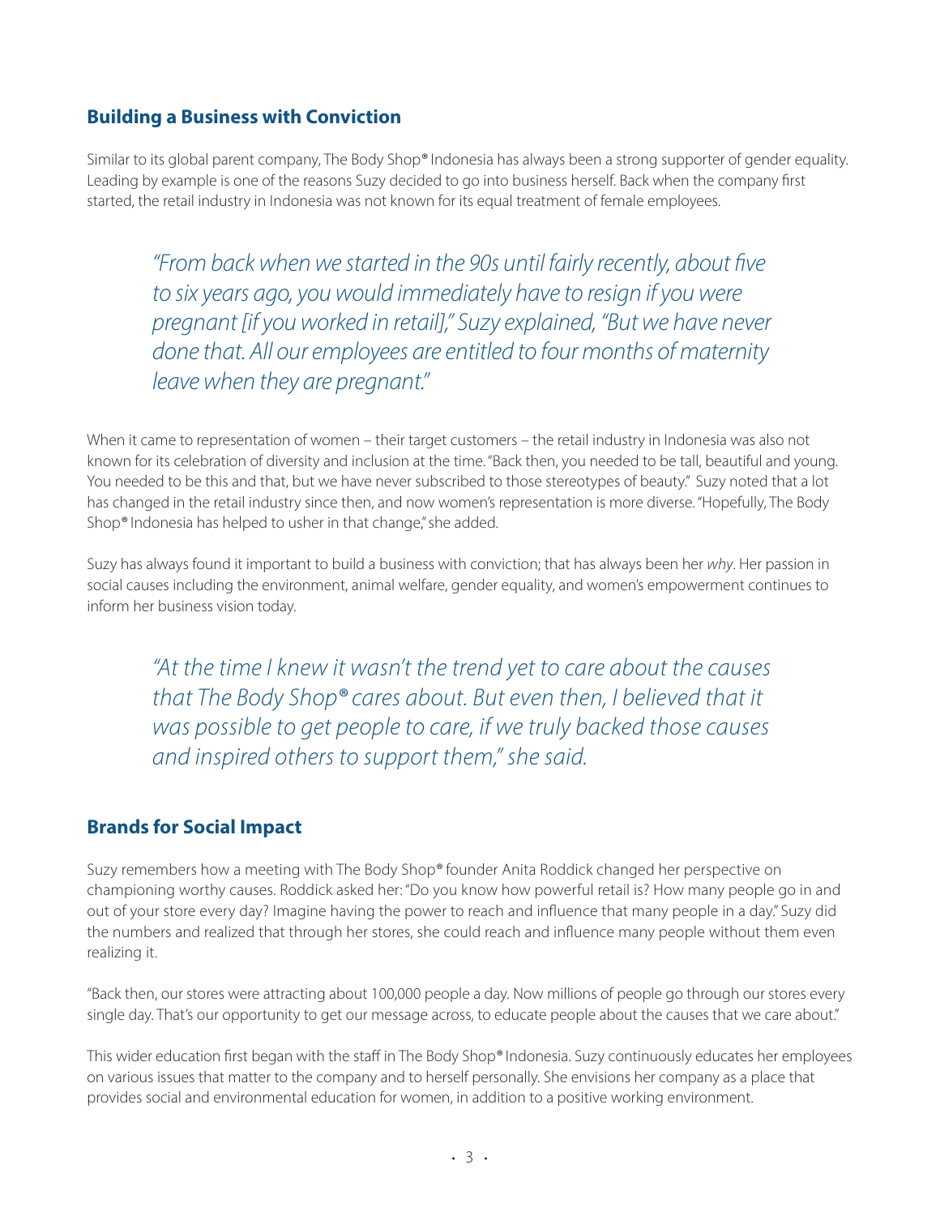## Building a Business with Conviction

Similar to its global parent company, The Body Shop® Indonesia has always been a strong supporter of gender equality. Leading by example is one of the reasons Suzy decided to go into business herself. Back when the company first started, the retail industry in Indonesia was not known for its equal treatment of female employees.

> *"From back when we started in the 90s until fairly recently, about five to six years ago, you would immediately have to resign if you were pregnant [if you worked in retail]," Suzy explained, "But we have never done that. All our employees are entitled to four months of maternity leave when they are pregnant."*

When it came to representation of women – their target customers – the retail industry in Indonesia was also not known for its celebration of diversity and inclusion at the time. "Back then, you needed to be tall, beautiful and young. You needed to be this and that, but we have never subscribed to those stereotypes of beauty." Suzy noted that a lot has changed in the retail industry since then, and now women's representation is more diverse. "Hopefully, The Body Shop® Indonesia has helped to usher in that change," she added.

Suzy has always found it important to build a business with conviction; that has always been her *why*. Her passion in social causes including the environment, animal welfare, gender equality, and women's empowerment continues to inform her business vision today.

> *"At the time I knew it wasn't the trend yet to care about the causes that The Body Shop® cares about. But even then, I believed that it was possible to get people to care, if we truly backed those causes and inspired others to support them," she said.*

## Brands for Social Impact

Suzy remembers how a meeting with The Body Shop® founder Anita Roddick changed her perspective on championing worthy causes. Roddick asked her: "Do you know how powerful retail is? How many people go in and out of your store every day? Imagine having the power to reach and influence that many people in a day." Suzy did the numbers and realized that through her stores, she could reach and influence many people without them even realizing it.

"Back then, our stores were attracting about 100,000 people a day. Now millions of people go through our stores every single day. That's our opportunity to get our message across, to educate people about the causes that we care about."

This wider education first began with the staff in The Body Shop® Indonesia. Suzy continuously educates her employees on various issues that matter to the company and to herself personally. She envisions her company as a place that provides social and environmental education for women, in addition to a positive working environment.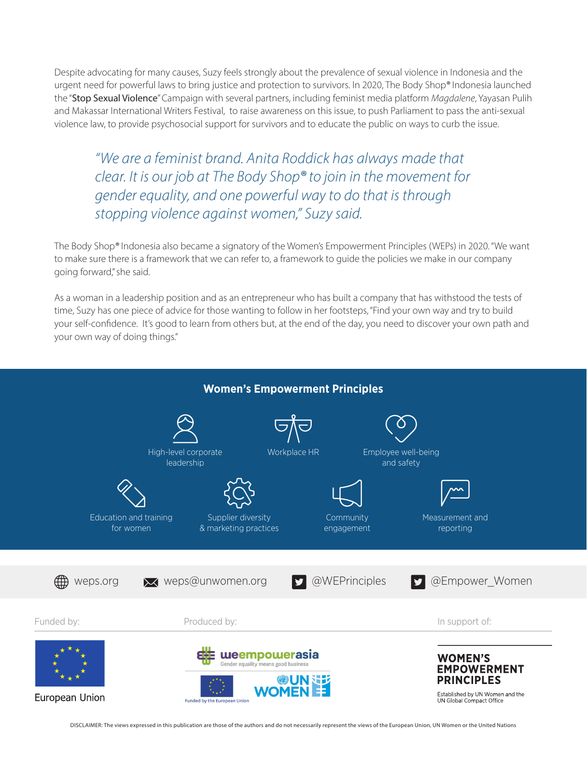Despite advocating for many causes, Suzy feels strongly about the prevalence of sexual violence in Indonesia and the urgent need for powerful laws to bring justice and protection to survivors. In 2020, The Body Shop® Indonesia launched the "**Stop Sexual Violence**" Campaign with several partners, including feminist media platform *Magdalene*, Yayasan Pulih and Makassar International Writers Festival, to raise awareness on this issue, to push Parliament to pass the anti-sexual violence law, to provide psychosocial support for survivors and to educate the public on ways to curb the issue.

> *"We are a feminist brand. Anita Roddick has always made that clear. It is our job at The Body Shop® to join in the movement for gender equality, and one powerful way to do that is through stopping violence against women," Suzy said.*

The Body Shop® Indonesia also became a signatory of the Women's Empowerment Principles (WEPs) in 2020. "We want to make sure there is a framework that we can refer to, a framework to guide the policies we make in our company going forward," she said.

As a woman in a leadership position and as an entrepreneur who has built a company that has withstood the tests of time, Suzy has one piece of advice for those wanting to follow in her footsteps, "Find your own way and try to build your self-confidence. It's good to learn from others but, at the end of the day, you need to discover your own path and your own way of doing things."

## Women's Empowerment Principles

- High-level corporate leadership
- Workplace HR
- Employee well-being and safety
- Education and training for women
- Supplier diversity & marketing practices
- Community engagement
- Measurement and reporting

weps.org | weps@unwomen.org | @WEPrinciples | @Empower_Women

Funded by: European Union

Produced by: weempowerasia — Gender equality means good business; Funded by the European Union; UN WOMEN

In support of: WOMEN'S EMPOWERMENT PRINCIPLES — Established by UN Women and the UN Global Compact Office

DISCLAIMER: The views expressed in this publication are those of the authors and do not necessarily represent the views of the European Union, UN Women or the United Nations